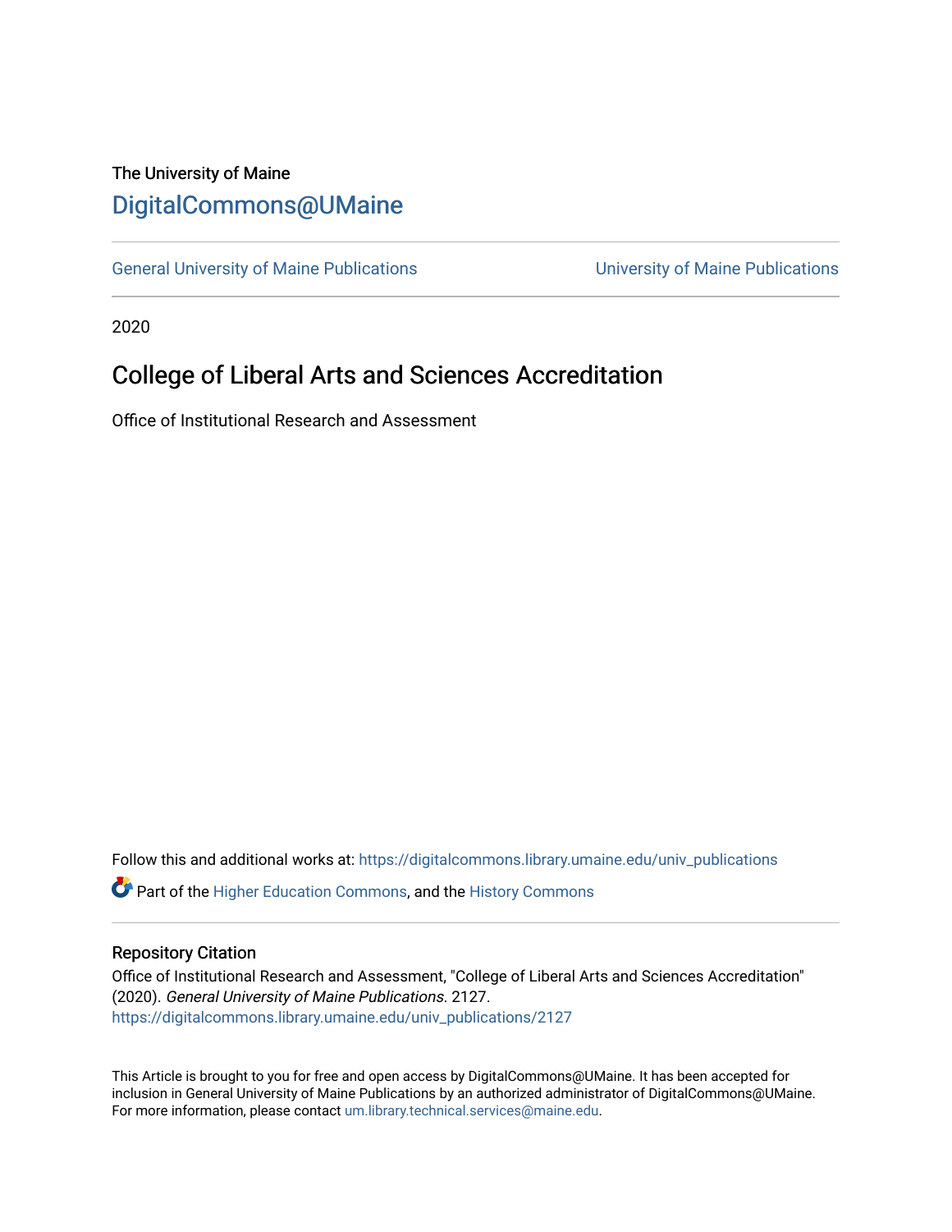The University of Maine

DigitalCommons@UMaine

General University of Maine Publications | University of Maine Publications

2020

# College of Liberal Arts and Sciences Accreditation

Office of Institutional Research and Assessment

Follow this and additional works at: https://digitalcommons.library.umaine.edu/univ_publications

Part of the Higher Education Commons, and the History Commons

## Repository Citation

Office of Institutional Research and Assessment, "College of Liberal Arts and Sciences Accreditation" (2020). *General University of Maine Publications*. 2127.
https://digitalcommons.library.umaine.edu/univ_publications/2127

This Article is brought to you for free and open access by DigitalCommons@UMaine. It has been accepted for inclusion in General University of Maine Publications by an authorized administrator of DigitalCommons@UMaine. For more information, please contact um.library.technical.services@maine.edu.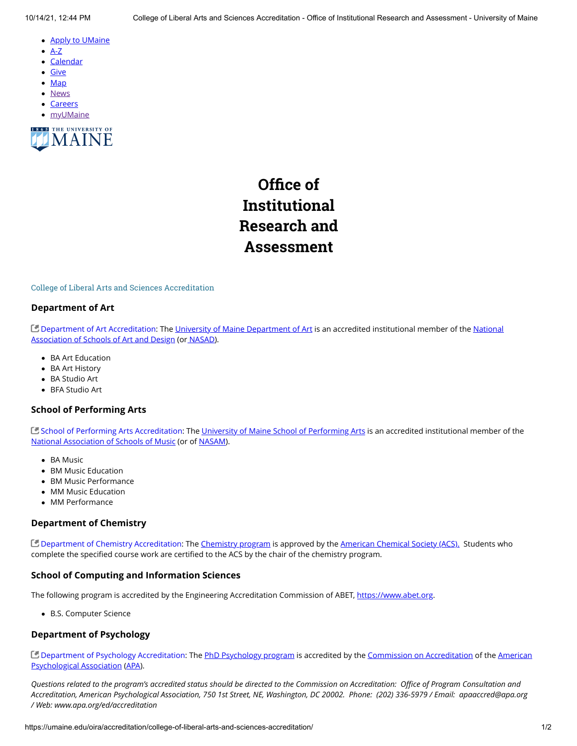- Apply to UMaine
- A-Z
- Calendar
- Give
- Map
- News
- Careers
- myUMaine

# Office of Institutional Research and Assessment

College of Liberal Arts and Sciences Accreditation

### Department of Art

Department of Art Accreditation: The University of Maine Department of Art is an accredited institutional member of the National Association of Schools of Art and Design (or NASAD).

- BA Art Education
- BA Art History
- BA Studio Art
- BFA Studio Art

### School of Performing Arts

School of Performing Arts Accreditation: The University of Maine School of Performing Arts is an accredited institutional member of the National Association of Schools of Music (or of NASAM).

- BA Music
- BM Music Education
- BM Music Performance
- MM Music Education
- MM Performance

### Department of Chemistry

Department of Chemistry Accreditation: The Chemistry program is approved by the American Chemical Society (ACS). Students who complete the specified course work are certified to the ACS by the chair of the chemistry program.

### School of Computing and Information Sciences

The following program is accredited by the Engineering Accreditation Commission of ABET, https://www.abet.org.

- B.S. Computer Science

### Department of Psychology

Department of Psychology Accreditation: The PhD Psychology program is accredited by the Commission on Accreditation of the American Psychological Association (APA).

*Questions related to the program's accredited status should be directed to the Commission on Accreditation: Office of Program Consultation and Accreditation, American Psychological Association, 750 1st Street, NE, Washington, DC 20002. Phone: (202) 336-5979 / Email: apaaccred@apa.org / Web: www.apa.org/ed/accreditation*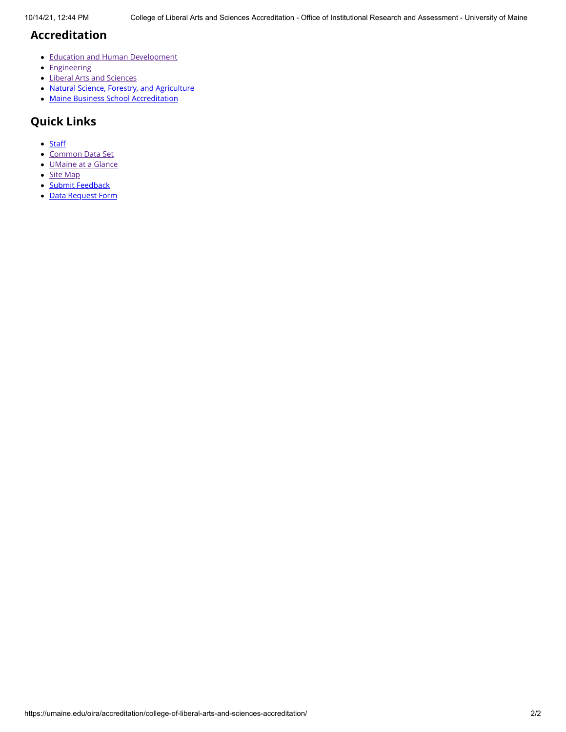## Accreditation

- Education and Human Development
- Engineering
- Liberal Arts and Sciences
- Natural Science, Forestry, and Agriculture
- Maine Business School Accreditation

## Quick Links

- Staff
- Common Data Set
- UMaine at a Glance
- Site Map
- Submit Feedback
- Data Request Form